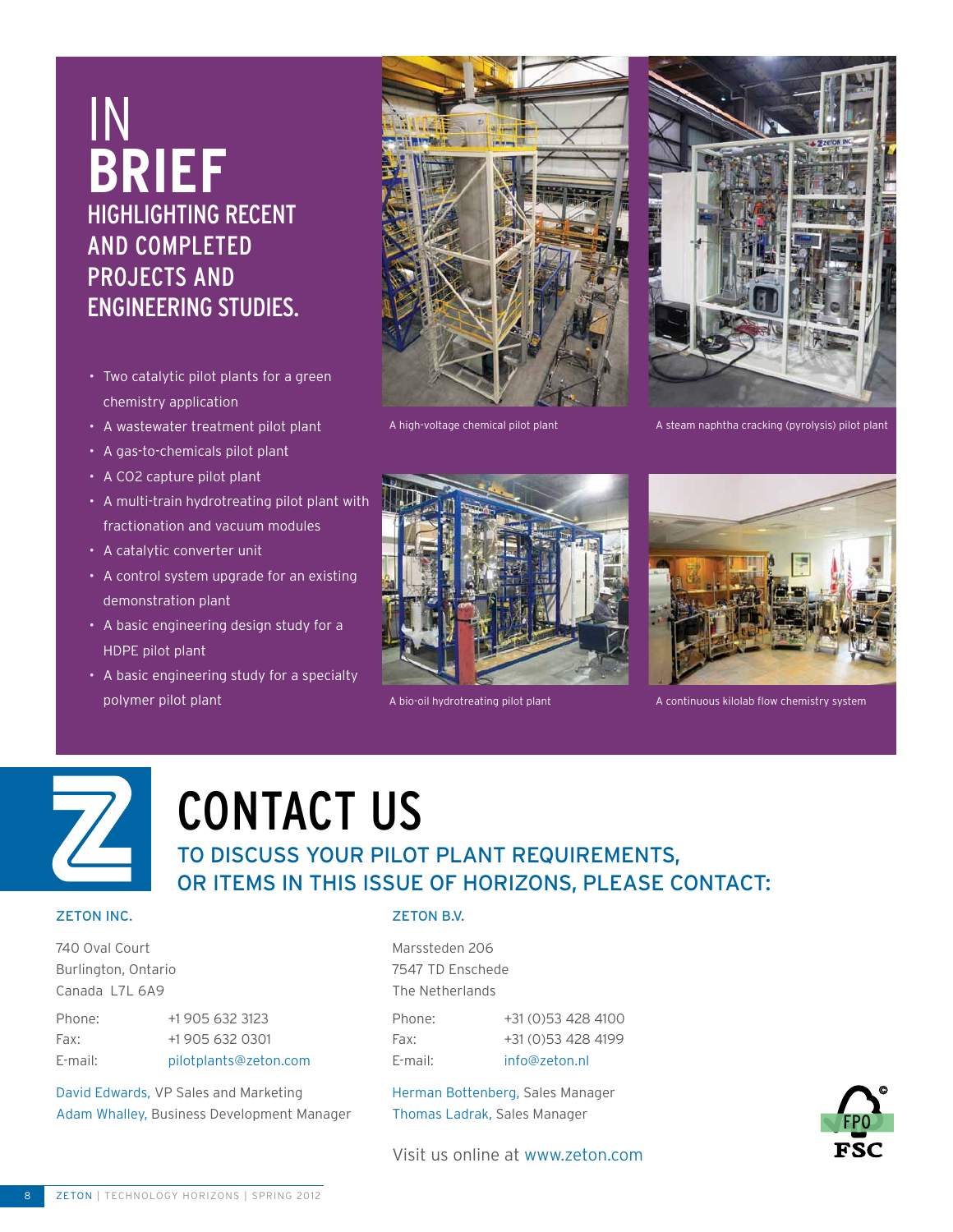# IN BRIEF

## HIGHLIGHTING RECENT AND COMPLETED PROJECTS AND ENGINEERING STUDIES.

- Two catalytic pilot plants for a green chemistry application
- A wastewater treatment pilot plant
- A gas-to-chemicals pilot plant
- A $CO_2$ capture pilot plant
- A multi-train hydrotreating pilot plant with fractionation and vacuum modules
- A catalytic converter unit
- A control system upgrade for an existing demonstration plant
- A basic engineering design study for a HDPE pilot plant
- A basic engineering study for a specialty polymer pilot plant

A high-voltage chemical pilot plant

A steam naphtha cracking (pyrolysis) pilot plant

A bio-oil hydrotreating pilot plant

A continuous kilolab flow chemistry system

# CONTACT US

## TO DISCUSS YOUR PILOT PLANT REQUIREMENTS, OR ITEMS IN THIS ISSUE OF HORIZONS, PLEASE CONTACT:

### ZETON INC.

740 Oval Court
Burlington, Ontario
Canada L7L 6A9

| | |
|---|---|
| Phone: | +1 905 632 3123 |
| Fax: | +1 905 632 0301 |
| E-mail: | pilotplants@zeton.com |

David Edwards, VP Sales and Marketing
Adam Whalley, Business Development Manager

### ZETON B.V.

Marssteden 206
7547 TD Enschede
The Netherlands

| | |
|---|---|
| Phone: | +31 (0)53 428 4100 |
| Fax: | +31 (0)53 428 4199 |
| E-mail: | info@zeton.nl |

Herman Bottenberg, Sales Manager
Thomas Ladrak, Sales Manager

Visit us online at www.zeton.com

FPO FSC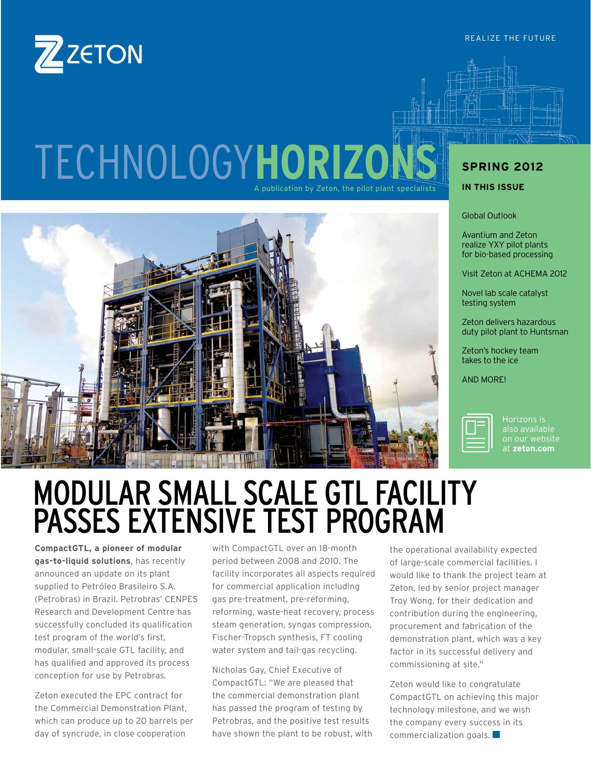ZETON

REALIZE THE FUTURE

# TECHNOLOGY**HORIZONS**

A publication by Zeton, the pilot plant specialists

**SPRING 2012**

**IN THIS ISSUE**

Global Outlook

Avantium and Zeton realize YXY pilot plants for bio-based processing

Visit Zeton at ACHEMA 2012

Novel lab scale catalyst testing system

Zeton delivers hazardous duty pilot plant to Huntsman

Zeton's hockey team takes to the ice

AND MORE!

Horizons is also available on our website at **zeton.com**

# MODULAR SMALL SCALE GTL FACILITY PASSES EXTENSIVE TEST PROGRAM

**CompactGTL, a pioneer of modular gas-to-liquid solutions**, has recently announced an update on its plant supplied to Petróleo Brasileiro S.A. (Petrobras) in Brazil. Petrobras' CENPES Research and Development Centre has successfully concluded its qualification test program of the world's first, modular, small-scale GTL facility, and has qualified and approved its process conception for use by Petrobras.

Zeton executed the EPC contract for the Commercial Demonstration Plant, which can produce up to 20 barrels per day of syncrude, in close cooperation with CompactGTL over an 18-month period between 2008 and 2010. The facility incorporates all aspects required for commercial application including gas pre-treatment, pre-reforming, reforming, waste-heat recovery, process steam generation, syngas compression, Fischer-Tropsch synthesis, FT cooling water system and tail-gas recycling.

Nicholas Gay, Chief Executive of CompactGTL: "We are pleased that the commercial demonstration plant has passed the program of testing by Petrobras, and the positive test results have shown the plant to be robust, with the operational availability expected of large-scale commercial facilities. I would like to thank the project team at Zeton, led by senior project manager Troy Wong, for their dedication and contribution during the engineering, procurement and fabrication of the demonstration plant, which was a key factor in its successful delivery and commissioning at site."

Zeton would like to congratulate CompactGTL on achieving this major technology milestone, and we wish the company every success in its commercialization goals.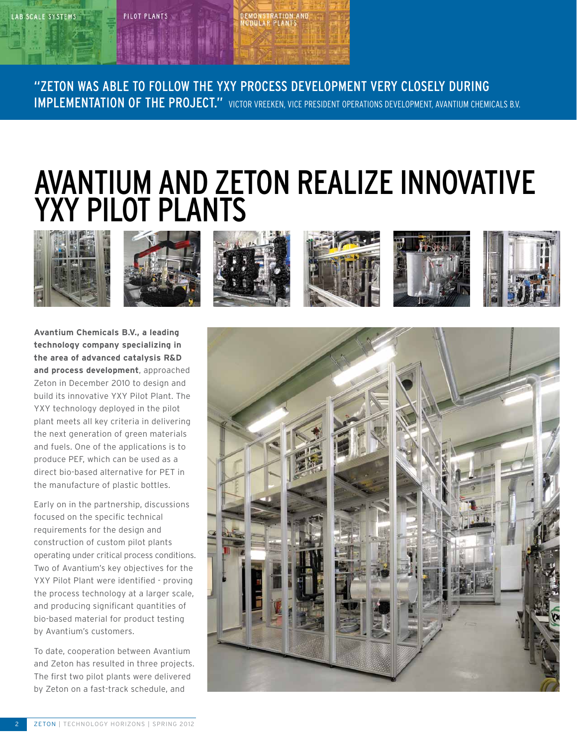"ZETON WAS ABLE TO FOLLOW THE YXY PROCESS DEVELOPMENT VERY CLOSELY DURING IMPLEMENTATION OF THE PROJECT." VICTOR VREEKEN, VICE PRESIDENT OPERATIONS DEVELOPMENT, AVANTIUM CHEMICALS B.V.

# AVANTIUM AND ZETON REALIZE INNOVATIVE YXY PILOT PLANTS

**Avantium Chemicals B.V., a leading technology company specializing in the area of advanced catalysis R&D and process development**, approached Zeton in December 2010 to design and build its innovative YXY Pilot Plant. The YXY technology deployed in the pilot plant meets all key criteria in delivering the next generation of green materials and fuels. One of the applications is to produce PEF, which can be used as a direct bio-based alternative for PET in the manufacture of plastic bottles.

Early on in the partnership, discussions focused on the specific technical requirements for the design and construction of custom pilot plants operating under critical process conditions. Two of Avantium's key objectives for the YXY Pilot Plant were identified - proving the process technology at a larger scale, and producing significant quantities of bio-based material for product testing by Avantium's customers.

To date, cooperation between Avantium and Zeton has resulted in three projects. The first two pilot plants were delivered by Zeton on a fast-track schedule, and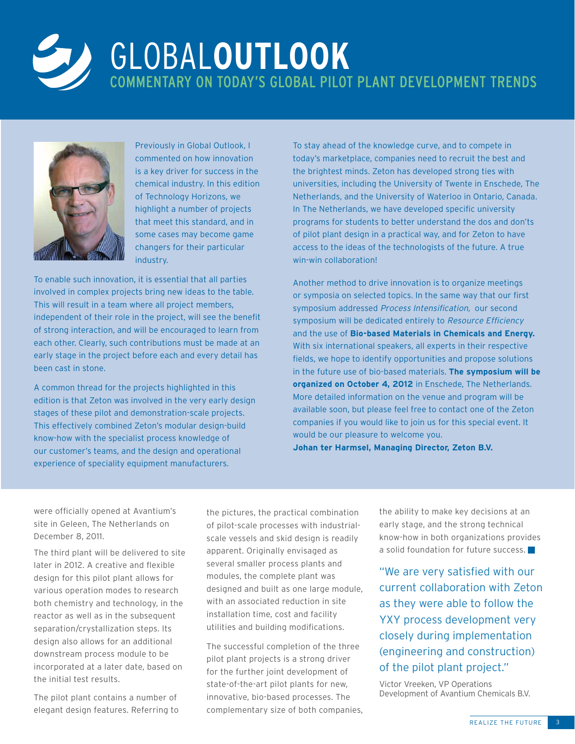# GLOBAL**OUTLOOK**

## COMMENTARY ON TODAY'S GLOBAL PILOT PLANT DEVELOPMENT TRENDS

Previously in Global Outlook, I commented on how innovation is a key driver for success in the chemical industry. In this edition of Technology Horizons, we highlight a number of projects that meet this standard, and in some cases may become game changers for their particular industry.

To enable such innovation, it is essential that all parties involved in complex projects bring new ideas to the table. This will result in a team where all project members, independent of their role in the project, will see the benefit of strong interaction, and will be encouraged to learn from each other. Clearly, such contributions must be made at an early stage in the project before each and every detail has been cast in stone.

A common thread for the projects highlighted in this edition is that Zeton was involved in the very early design stages of these pilot and demonstration-scale projects. This effectively combined Zeton's modular design-build know-how with the specialist process knowledge of our customer's teams, and the design and operational experience of speciality equipment manufacturers.

To stay ahead of the knowledge curve, and to compete in today's marketplace, companies need to recruit the best and the brightest minds. Zeton has developed strong ties with universities, including the University of Twente in Enschede, The Netherlands, and the University of Waterloo in Ontario, Canada. In The Netherlands, we have developed specific university programs for students to better understand the dos and don'ts of pilot plant design in a practical way, and for Zeton to have access to the ideas of the technologists of the future. A true win-win collaboration!

Another method to drive innovation is to organize meetings or symposia on selected topics. In the same way that our first symposium addressed *Process Intensification,* our second symposium will be dedicated entirely to *Resource Efficiency* and the use of **Bio-based Materials in Chemicals and Energy.** With six international speakers, all experts in their respective fields, we hope to identify opportunities and propose solutions in the future use of bio-based materials. **The symposium will be organized on October 4, 2012** in Enschede, The Netherlands. More detailed information on the venue and program will be available soon, but please feel free to contact one of the Zeton companies if you would like to join us for this special event. It would be our pleasure to welcome you.

**Johan ter Harmsel, Managing Director, Zeton B.V.**

---

were officially opened at Avantium's site in Geleen, The Netherlands on December 8, 2011.

The third plant will be delivered to site later in 2012. A creative and flexible design for this pilot plant allows for various operation modes to research both chemistry and technology, in the reactor as well as in the subsequent separation/crystallization steps. Its design also allows for an additional downstream process module to be incorporated at a later date, based on the initial test results.

The pilot plant contains a number of elegant design features. Referring to the pictures, the practical combination of pilot-scale processes with industrial-scale vessels and skid design is readily apparent. Originally envisaged as several smaller process plants and modules, the complete plant was designed and built as one large module, with an associated reduction in site installation time, cost and facility utilities and building modifications.

The successful completion of the three pilot plant projects is a strong driver for the further joint development of state-of-the-art pilot plants for new, innovative, bio-based processes. The complementary size of both companies, the ability to make key decisions at an early stage, and the strong technical know-how in both organizations provides a solid foundation for future success.

> "We are very satisfied with our current collaboration with Zeton as they were able to follow the YXY process development very closely during implementation (engineering and construction) of the pilot plant project."
>
> Victor Vreeken, VP Operations Development of Avantium Chemicals B.V.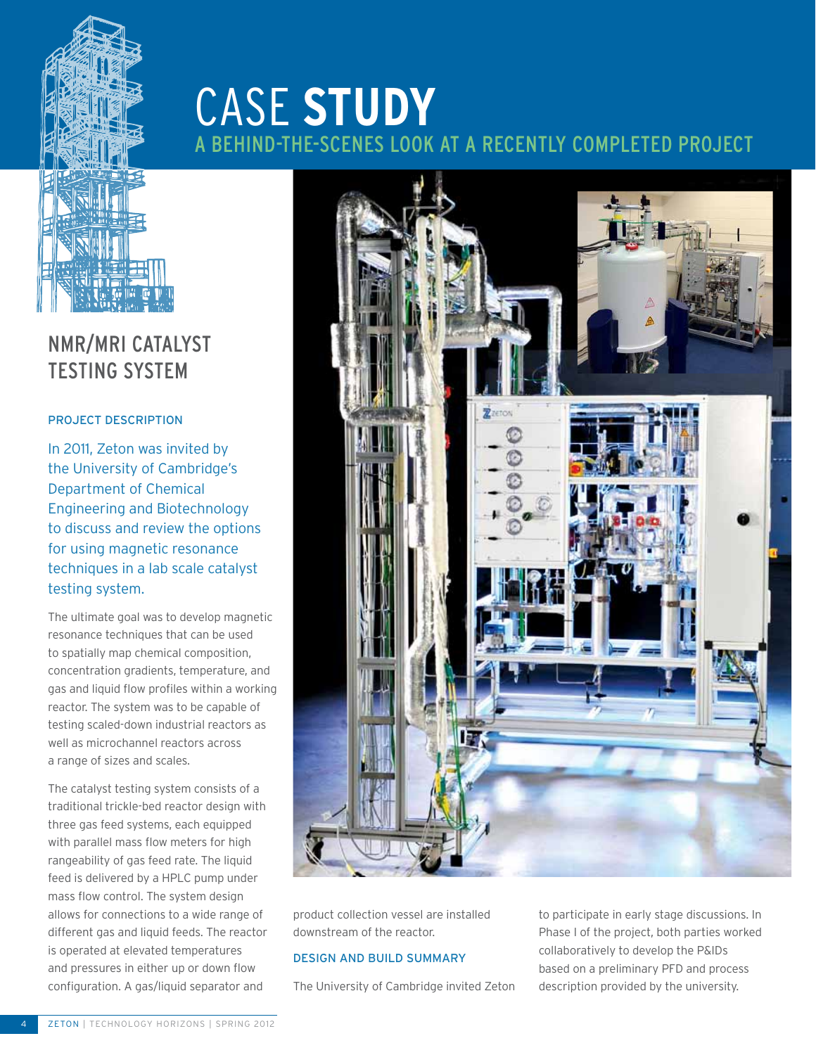# CASE STUDY

## A BEHIND-THE-SCENES LOOK AT A RECENTLY COMPLETED PROJECT

## NMR/MRI CATALYST TESTING SYSTEM

### PROJECT DESCRIPTION

In 2011, Zeton was invited by the University of Cambridge's Department of Chemical Engineering and Biotechnology to discuss and review the options for using magnetic resonance techniques in a lab scale catalyst testing system.

The ultimate goal was to develop magnetic resonance techniques that can be used to spatially map chemical composition, concentration gradients, temperature, and gas and liquid flow profiles within a working reactor. The system was to be capable of testing scaled-down industrial reactors as well as microchannel reactors across a range of sizes and scales.

The catalyst testing system consists of a traditional trickle-bed reactor design with three gas feed systems, each equipped with parallel mass flow meters for high rangeability of gas feed rate. The liquid feed is delivered by a HPLC pump under mass flow control. The system design allows for connections to a wide range of different gas and liquid feeds. The reactor is operated at elevated temperatures and pressures in either up or down flow configuration. A gas/liquid separator and product collection vessel are installed downstream of the reactor.

### DESIGN AND BUILD SUMMARY

The University of Cambridge invited Zeton to participate in early stage discussions. In Phase I of the project, both parties worked collaboratively to develop the P&IDs based on a preliminary PFD and process description provided by the university.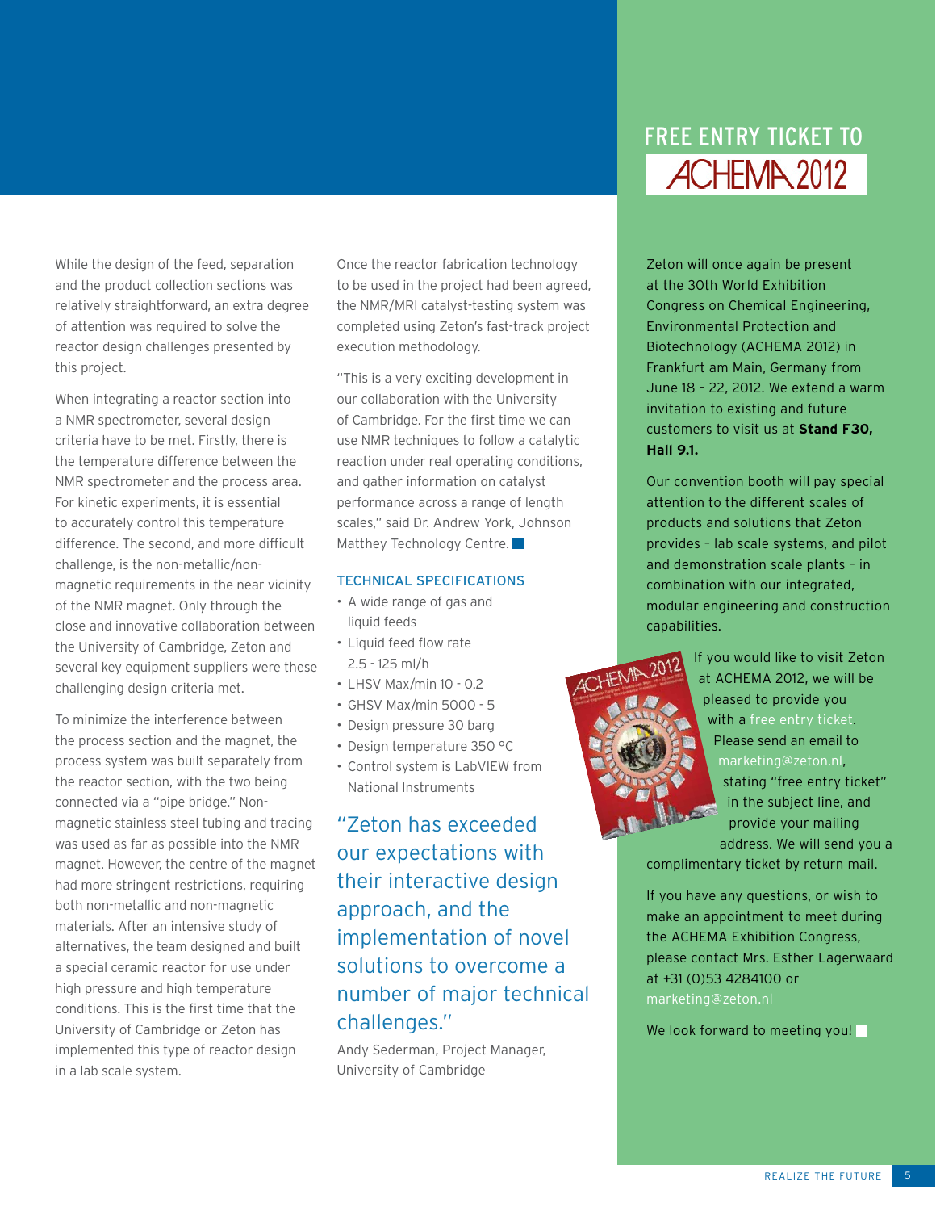While the design of the feed, separation and the product collection sections was relatively straightforward, an extra degree of attention was required to solve the reactor design challenges presented by this project.

When integrating a reactor section into a NMR spectrometer, several design criteria have to be met. Firstly, there is the temperature difference between the NMR spectrometer and the process area. For kinetic experiments, it is essential to accurately control this temperature difference. The second, and more difficult challenge, is the non-metallic/non-magnetic requirements in the near vicinity of the NMR magnet. Only through the close and innovative collaboration between the University of Cambridge, Zeton and several key equipment suppliers were these challenging design criteria met.

To minimize the interference between the process section and the magnet, the process system was built separately from the reactor section, with the two being connected via a "pipe bridge." Non-magnetic stainless steel tubing and tracing was used as far as possible into the NMR magnet. However, the centre of the magnet had more stringent restrictions, requiring both non-metallic and non-magnetic materials. After an intensive study of alternatives, the team designed and built a special ceramic reactor for use under high pressure and high temperature conditions. This is the first time that the University of Cambridge or Zeton has implemented this type of reactor design in a lab scale system.

Once the reactor fabrication technology to be used in the project had been agreed, the NMR/MRI catalyst-testing system was completed using Zeton's fast-track project execution methodology.

"This is a very exciting development in our collaboration with the University of Cambridge. For the first time we can use NMR techniques to follow a catalytic reaction under real operating conditions, and gather information on catalyst performance across a range of length scales," said Dr. Andrew York, Johnson Matthey Technology Centre.

### TECHNICAL SPECIFICATIONS

- A wide range of gas and liquid feeds
- Liquid feed flow rate 2.5 - 125 ml/h
- LHSV Max/min 10 - 0.2
- GHSV Max/min 5000 - 5
- Design pressure 30 barg
- Design temperature 350 °C
- Control system is LabVIEW from National Instruments

> "Zeton has exceeded our expectations with their interactive design approach, and the implementation of novel solutions to overcome a number of major technical challenges."

Andy Sederman, Project Manager, University of Cambridge

## FREE ENTRY TICKET TO ACHEMA 2012

Zeton will once again be present at the 30th World Exhibition Congress on Chemical Engineering, Environmental Protection and Biotechnology (ACHEMA 2012) in Frankfurt am Main, Germany from June 18 – 22, 2012. We extend a warm invitation to existing and future customers to visit us at **Stand F30, Hall 9.1.**

Our convention booth will pay special attention to the different scales of products and solutions that Zeton provides – lab scale systems, and pilot and demonstration scale plants – in combination with our integrated, modular engineering and construction capabilities.

If you would like to visit Zeton at ACHEMA 2012, we will be pleased to provide you with a free entry ticket. Please send an email to marketing@zeton.nl, stating "free entry ticket" in the subject line, and provide your mailing address. We will send you a complimentary ticket by return mail.

If you have any questions, or wish to make an appointment to meet during the ACHEMA Exhibition Congress, please contact Mrs. Esther Lagerwaard at +31 (0)53 4284100 or marketing@zeton.nl

We look forward to meeting you!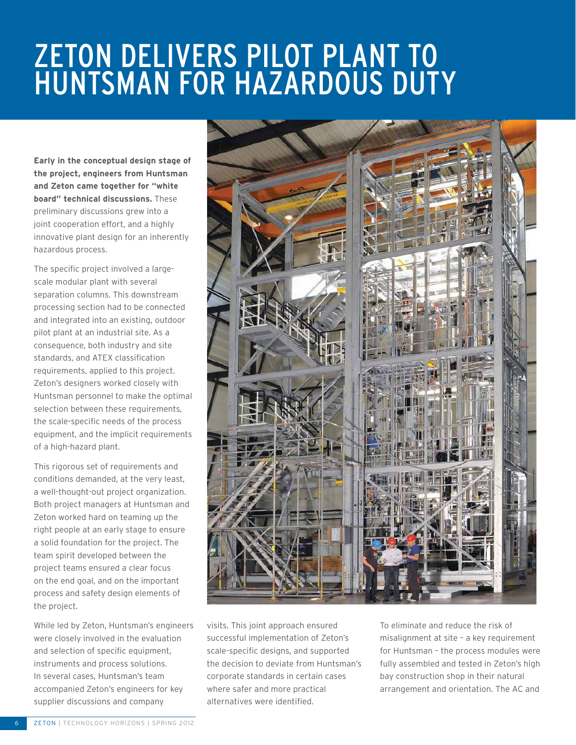# ZETON DELIVERS PILOT PLANT TO HUNTSMAN FOR HAZARDOUS DUTY

**Early in the conceptual design stage of the project, engineers from Huntsman and Zeton came together for "white board" technical discussions.** These preliminary discussions grew into a joint cooperation effort, and a highly innovative plant design for an inherently hazardous process.

The specific project involved a large-scale modular plant with several separation columns. This downstream processing section had to be connected and integrated into an existing, outdoor pilot plant at an industrial site. As a consequence, both industry and site standards, and ATEX classification requirements, applied to this project. Zeton's designers worked closely with Huntsman personnel to make the optimal selection between these requirements, the scale-specific needs of the process equipment, and the implicit requirements of a high-hazard plant.

This rigorous set of requirements and conditions demanded, at the very least, a well-thought-out project organization. Both project managers at Huntsman and Zeton worked hard on teaming up the right people at an early stage to ensure a solid foundation for the project. The team spirit developed between the project teams ensured a clear focus on the end goal, and on the important process and safety design elements of the project.

While led by Zeton, Huntsman's engineers were closely involved in the evaluation and selection of specific equipment, instruments and process solutions. In several cases, Huntsman's team accompanied Zeton's engineers for key supplier discussions and company visits. This joint approach ensured successful implementation of Zeton's scale-specific designs, and supported the decision to deviate from Huntsman's corporate standards in certain cases where safer and more practical alternatives were identified.

To eliminate and reduce the risk of misalignment at site – a key requirement for Huntsman – the process modules were fully assembled and tested in Zeton's high bay construction shop in their natural arrangement and orientation. The AC and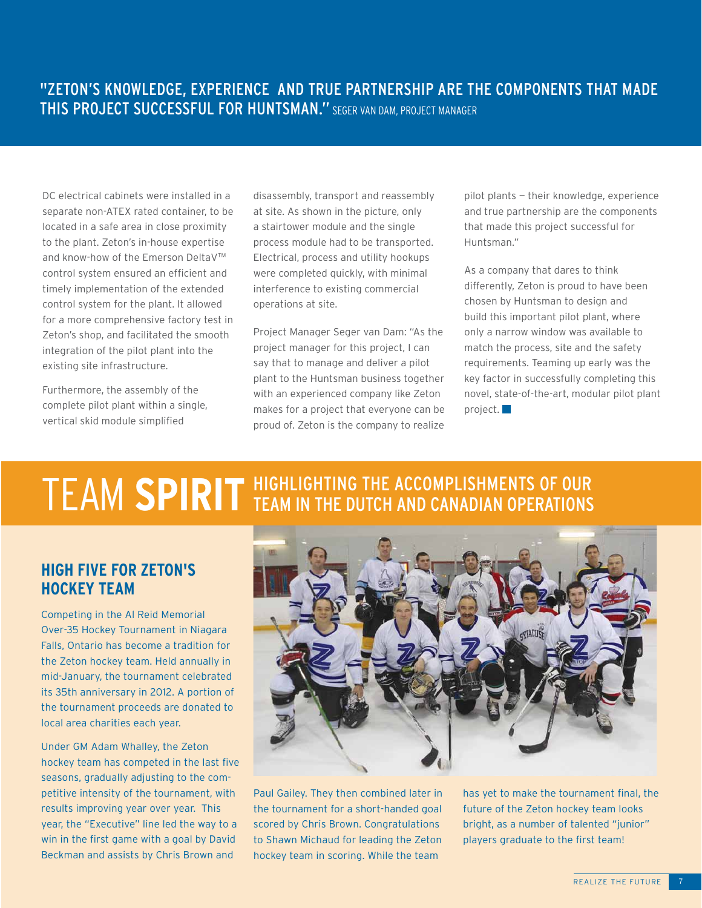"ZETON'S KNOWLEDGE, EXPERIENCE AND TRUE PARTNERSHIP ARE THE COMPONENTS THAT MADE THIS PROJECT SUCCESSFUL FOR HUNTSMAN." SEGER VAN DAM, PROJECT MANAGER

DC electrical cabinets were installed in a separate non-ATEX rated container, to be located in a safe area in close proximity to the plant. Zeton's in-house expertise and know-how of the Emerson DeltaV™ control system ensured an efficient and timely implementation of the extended control system for the plant. It allowed for a more comprehensive factory test in Zeton's shop, and facilitated the smooth integration of the pilot plant into the existing site infrastructure.

Furthermore, the assembly of the complete pilot plant within a single, vertical skid module simplified disassembly, transport and reassembly at site. As shown in the picture, only a stairtower module and the single process module had to be transported. Electrical, process and utility hookups were completed quickly, with minimal interference to existing commercial operations at site.

Project Manager Seger van Dam: "As the project manager for this project, I can say that to manage and deliver a pilot plant to the Huntsman business together with an experienced company like Zeton makes for a project that everyone can be proud of. Zeton is the company to realize pilot plants – their knowledge, experience and true partnership are the components that made this project successful for Huntsman."

As a company that dares to think differently, Zeton is proud to have been chosen by Huntsman to design and build this important pilot plant, where only a narrow window was available to match the process, site and the safety requirements. Teaming up early was the key factor in successfully completing this novel, state-of-the-art, modular pilot plant project.

# TEAM **SPIRIT** HIGHLIGHTING THE ACCOMPLISHMENTS OF OUR TEAM IN THE DUTCH AND CANADIAN OPERATIONS

## HIGH FIVE FOR ZETON'S HOCKEY TEAM

Competing in the Al Reid Memorial Over-35 Hockey Tournament in Niagara Falls, Ontario has become a tradition for the Zeton hockey team. Held annually in mid-January, the tournament celebrated its 35th anniversary in 2012. A portion of the tournament proceeds are donated to local area charities each year.

Under GM Adam Whalley, the Zeton hockey team has competed in the last five seasons, gradually adjusting to the competitive intensity of the tournament, with results improving year over year. This year, the "Executive" line led the way to a win in the first game with a goal by David Beckman and assists by Chris Brown and Paul Gailey. They then combined later in the tournament for a short-handed goal scored by Chris Brown. Congratulations to Shawn Michaud for leading the Zeton hockey team in scoring. While the team has yet to make the tournament final, the future of the Zeton hockey team looks bright, as a number of talented "junior" players graduate to the first team!